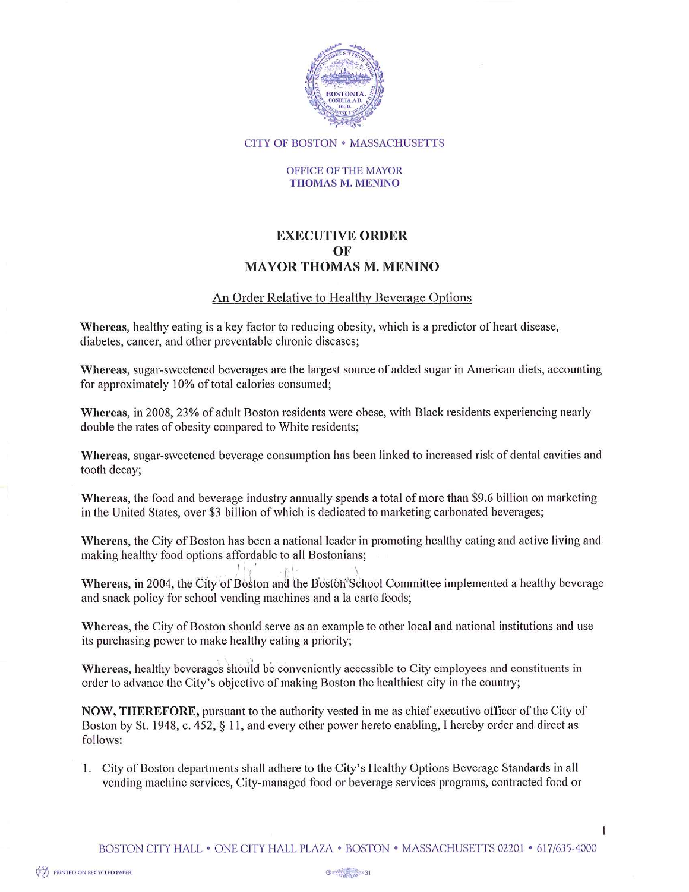CITY OF BOSTON • MASSACHUSETTS

OFFICE OF THE MAYOR
THOMAS M. MENINO

# EXECUTIVE ORDER
# OF
# MAYOR THOMAS M. MENINO

## An Order Relative to Healthy Beverage Options

**Whereas**, healthy eating is a key factor to reducing obesity, which is a predictor of heart disease, diabetes, cancer, and other preventable chronic diseases;

**Whereas**, sugar-sweetened beverages are the largest source of added sugar in American diets, accounting for approximately 10% of total calories consumed;

**Whereas**, in 2008, 23% of adult Boston residents were obese, with Black residents experiencing nearly double the rates of obesity compared to White residents;

**Whereas**, sugar-sweetened beverage consumption has been linked to increased risk of dental cavities and tooth decay;

**Whereas**, the food and beverage industry annually spends a total of more than $9.6 billion on marketing in the United States, over $3 billion of which is dedicated to marketing carbonated beverages;

**Whereas**, the City of Boston has been a national leader in promoting healthy eating and active living and making healthy food options affordable to all Bostonians;

**Whereas**, in 2004, the City of Boston and the Boston School Committee implemented a healthy beverage and snack policy for school vending machines and a la carte foods;

**Whereas**, the City of Boston should serve as an example to other local and national institutions and use its purchasing power to make healthy eating a priority;

**Whereas**, healthy beverages should be conveniently accessible to City employees and constituents in order to advance the City's objective of making Boston the healthiest city in the country;

**NOW, THEREFORE,** pursuant to the authority vested in me as chief executive officer of the City of Boston by St. 1948, c. 452, § 11, and every other power hereto enabling, I hereby order and direct as follows:

1. City of Boston departments shall adhere to the City's Healthy Options Beverage Standards in all vending machine services, City-managed food or beverage services programs, contracted food or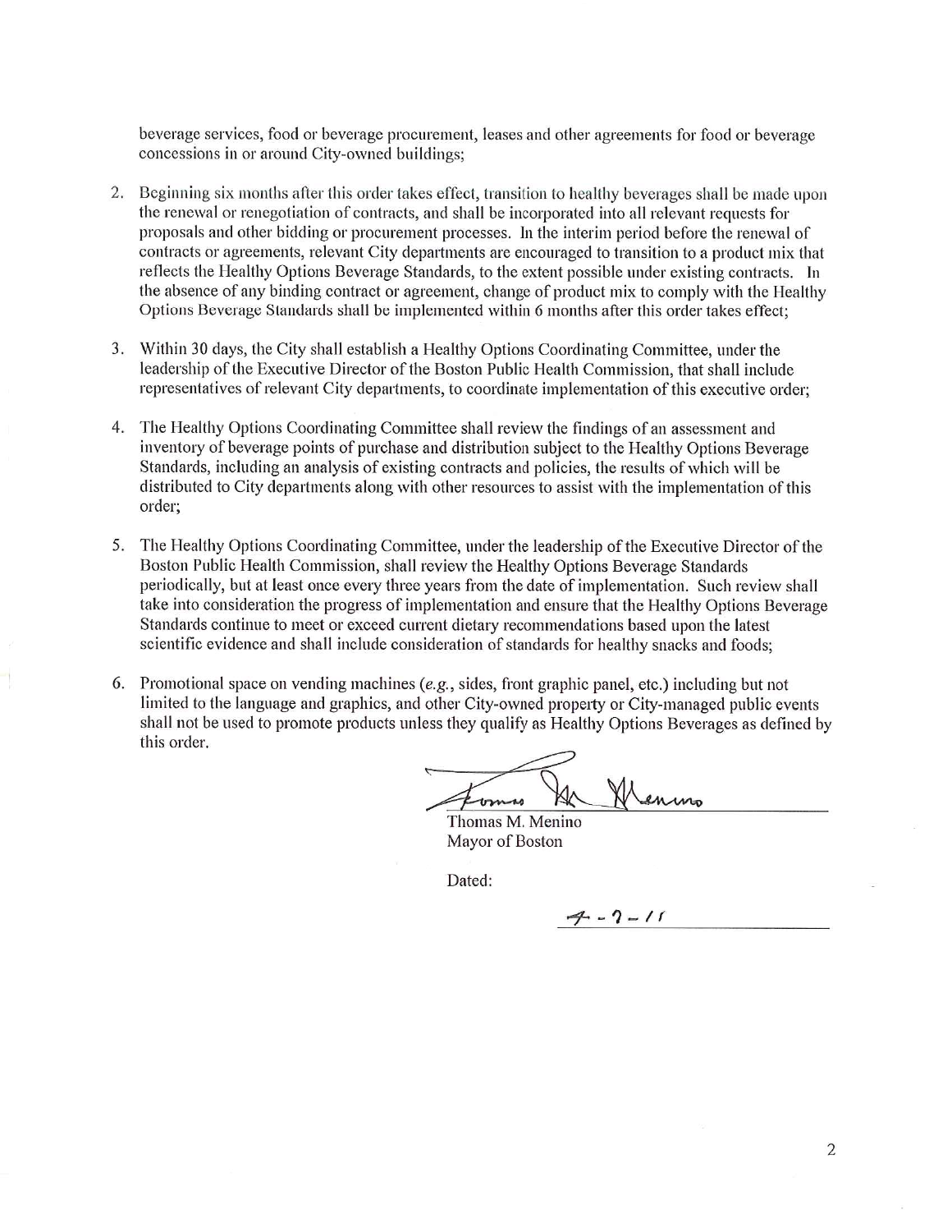beverage services, food or beverage procurement, leases and other agreements for food or beverage concessions in or around City-owned buildings;

2. Beginning six months after this order takes effect, transition to healthy beverages shall be made upon the renewal or renegotiation of contracts, and shall be incorporated into all relevant requests for proposals and other bidding or procurement processes. In the interim period before the renewal of contracts or agreements, relevant City departments are encouraged to transition to a product mix that reflects the Healthy Options Beverage Standards, to the extent possible under existing contracts. In the absence of any binding contract or agreement, change of product mix to comply with the Healthy Options Beverage Standards shall be implemented within 6 months after this order takes effect;

3. Within 30 days, the City shall establish a Healthy Options Coordinating Committee, under the leadership of the Executive Director of the Boston Public Health Commission, that shall include representatives of relevant City departments, to coordinate implementation of this executive order;

4. The Healthy Options Coordinating Committee shall review the findings of an assessment and inventory of beverage points of purchase and distribution subject to the Healthy Options Beverage Standards, including an analysis of existing contracts and policies, the results of which will be distributed to City departments along with other resources to assist with the implementation of this order;

5. The Healthy Options Coordinating Committee, under the leadership of the Executive Director of the Boston Public Health Commission, shall review the Healthy Options Beverage Standards periodically, but at least once every three years from the date of implementation. Such review shall take into consideration the progress of implementation and ensure that the Healthy Options Beverage Standards continue to meet or exceed current dietary recommendations based upon the latest scientific evidence and shall include consideration of standards for healthy snacks and foods;

6. Promotional space on vending machines (*e.g.*, sides, front graphic panel, etc.) including but not limited to the language and graphics, and other City-owned property or City-managed public events shall not be used to promote products unless they qualify as Healthy Options Beverages as defined by this order.

Thomas M. Menino
Mayor of Boston

Dated:

4-7-11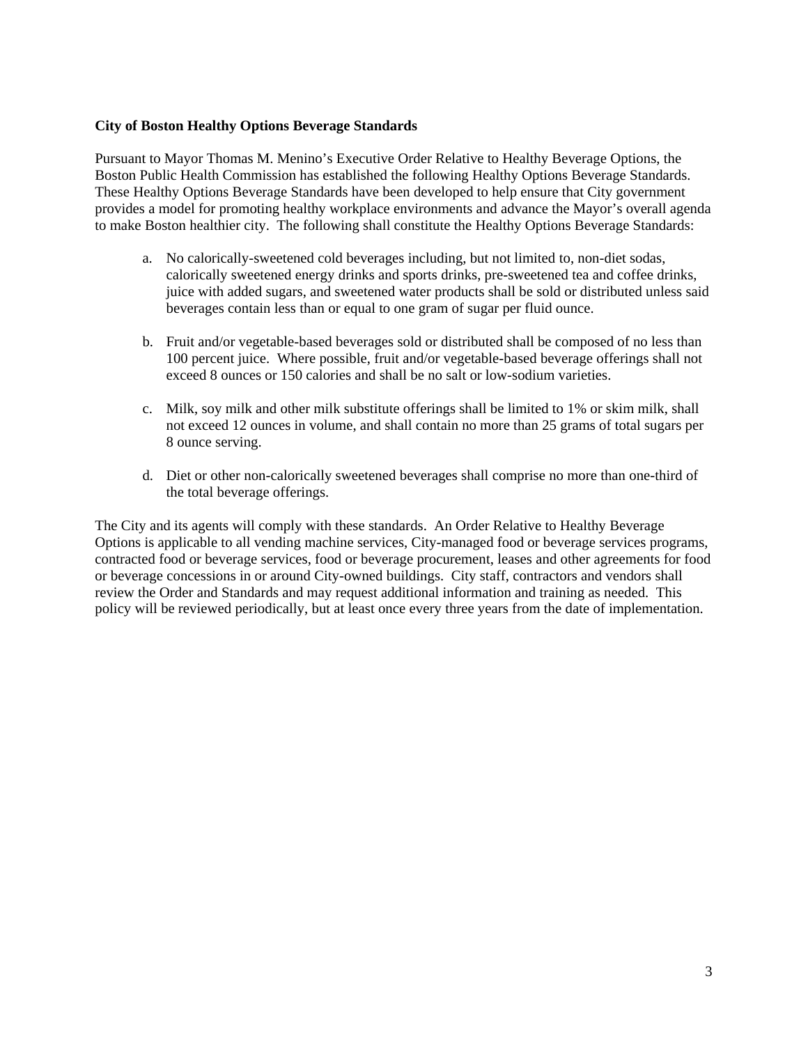**City of Boston Healthy Options Beverage Standards**

Pursuant to Mayor Thomas M. Menino's Executive Order Relative to Healthy Beverage Options, the Boston Public Health Commission has established the following Healthy Options Beverage Standards. These Healthy Options Beverage Standards have been developed to help ensure that City government provides a model for promoting healthy workplace environments and advance the Mayor's overall agenda to make Boston healthier city. The following shall constitute the Healthy Options Beverage Standards:

a. No calorically-sweetened cold beverages including, but not limited to, non-diet sodas, calorically sweetened energy drinks and sports drinks, pre-sweetened tea and coffee drinks, juice with added sugars, and sweetened water products shall be sold or distributed unless said beverages contain less than or equal to one gram of sugar per fluid ounce.

b. Fruit and/or vegetable-based beverages sold or distributed shall be composed of no less than 100 percent juice. Where possible, fruit and/or vegetable-based beverage offerings shall not exceed 8 ounces or 150 calories and shall be no salt or low-sodium varieties.

c. Milk, soy milk and other milk substitute offerings shall be limited to 1% or skim milk, shall not exceed 12 ounces in volume, and shall contain no more than 25 grams of total sugars per 8 ounce serving.

d. Diet or other non-calorically sweetened beverages shall comprise no more than one-third of the total beverage offerings.

The City and its agents will comply with these standards. An Order Relative to Healthy Beverage Options is applicable to all vending machine services, City-managed food or beverage services programs, contracted food or beverage services, food or beverage procurement, leases and other agreements for food or beverage concessions in or around City-owned buildings. City staff, contractors and vendors shall review the Order and Standards and may request additional information and training as needed. This policy will be reviewed periodically, but at least once every three years from the date of implementation.